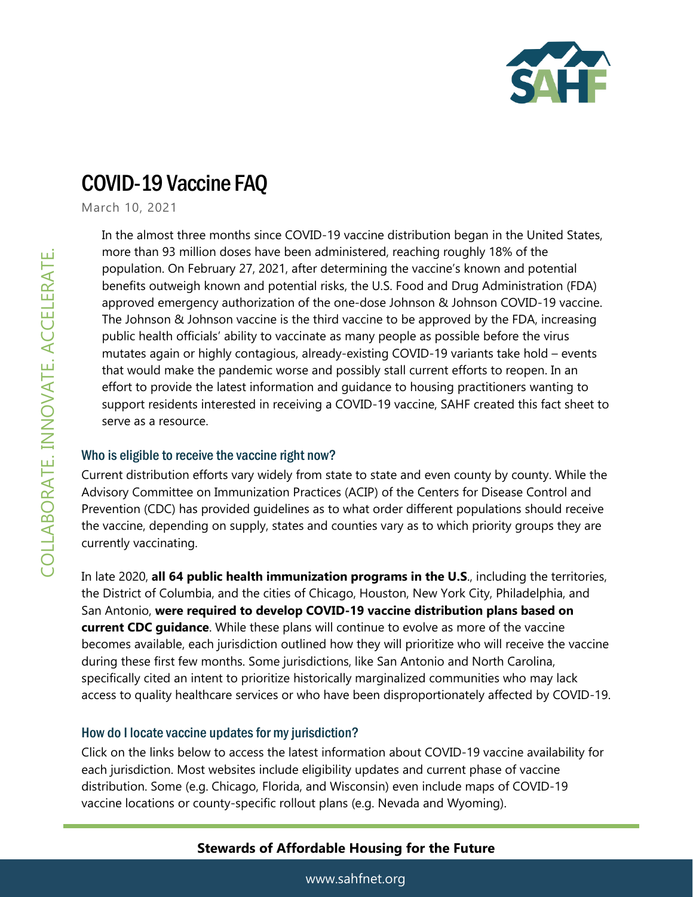# COVID-19 Vaccine FAQ

March 10, 2021

In the almost three months since COVID-19 vaccine distribution began in the United States, more than 93 million doses have been administered, reaching roughly 18% of the population. On February 27, 2021, after determining the vaccine's known and potential benefits outweigh known and potential risks, the U.S. Food and Drug Administration (FDA) approved emergency authorization of the one-dose Johnson & Johnson COVID-19 vaccine. The Johnson & Johnson vaccine is the third vaccine to be approved by the FDA, increasing public health officials' ability to vaccinate as many people as possible before the virus mutates again or highly contagious, already-existing COVID-19 variants take hold – events that would make the pandemic worse and possibly stall current efforts to reopen. In an effort to provide the latest information and guidance to housing practitioners wanting to support residents interested in receiving a COVID-19 vaccine, SAHF created this fact sheet to serve as a resource.

## Who is eligible to receive the vaccine right now?

Current distribution efforts vary widely from state to state and even county by county. While the Advisory Committee on Immunization Practices (ACIP) of the Centers for Disease Control and Prevention (CDC) has provided guidelines as to what order different populations should receive the vaccine, depending on supply, states and counties vary as to which priority groups they are currently vaccinating.

In late 2020, **all 64 public health immunization programs in the U.S**., including the territories, the District of Columbia, and the cities of Chicago, Houston, New York City, Philadelphia, and San Antonio, **were required to develop COVID-19 vaccine distribution plans based on current CDC guidance**. While these plans will continue to evolve as more of the vaccine becomes available, each jurisdiction outlined how they will prioritize who will receive the vaccine during these first few months. Some jurisdictions, like San Antonio and North Carolina, specifically cited an intent to prioritize historically marginalized communities who may lack access to quality healthcare services or who have been disproportionately affected by COVID-19.

## How do I locate vaccine updates for my jurisdiction?

Click on the links below to access the latest information about COVID-19 vaccine availability for each jurisdiction. Most websites include eligibility updates and current phase of vaccine distribution. Some (e.g. Chicago, Florida, and Wisconsin) even include maps of COVID-19 vaccine locations or county-specific rollout plans (e.g. Nevada and Wyoming).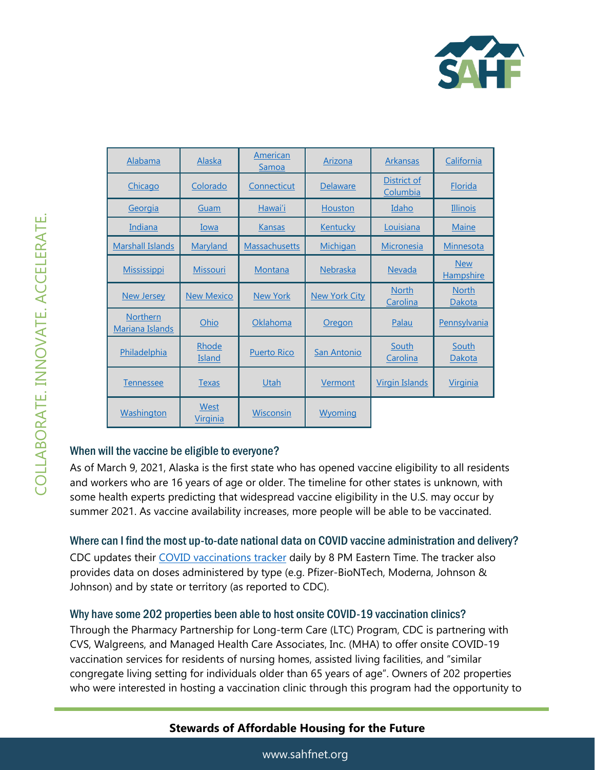| Alabama | Alaska | American Samoa | Arizona | Arkansas | California |
|---|---|---|---|---|---|
| Chicago | Colorado | Connecticut | Delaware | District of Columbia | Florida |
| Georgia | Guam | Hawai'i | Houston | Idaho | Illinois |
| Indiana | Iowa | Kansas | Kentucky | Louisiana | Maine |
| Marshall Islands | Maryland | Massachusetts | Michigan | Micronesia | Minnesota |
| Mississippi | Missouri | Montana | Nebraska | Nevada | New Hampshire |
| New Jersey | New Mexico | New York | New York City | North Carolina | North Dakota |
| Northern Mariana Islands | Ohio | Oklahoma | Oregon | Palau | Pennsylvania |
| Philadelphia | Rhode Island | Puerto Rico | San Antonio | South Carolina | South Dakota |
| Tennessee | Texas | Utah | Vermont | Virgin Islands | Virginia |
| Washington | West Virginia | Wisconsin | Wyoming | | |

### When will the vaccine be eligible to everyone?

As of March 9, 2021, Alaska is the first state who has opened vaccine eligibility to all residents and workers who are 16 years of age or older. The timeline for other states is unknown, with some health experts predicting that widespread vaccine eligibility in the U.S. may occur by summer 2021. As vaccine availability increases, more people will be able to be vaccinated.

### Where can I find the most up-to-date national data on COVID vaccine administration and delivery?

CDC updates their COVID vaccinations tracker daily by 8 PM Eastern Time. The tracker also provides data on doses administered by type (e.g. Pfizer-BioNTech, Moderna, Johnson & Johnson) and by state or territory (as reported to CDC).

### Why have some 202 properties been able to host onsite COVID-19 vaccination clinics?

Through the Pharmacy Partnership for Long-term Care (LTC) Program, CDC is partnering with CVS, Walgreens, and Managed Health Care Associates, Inc. (MHA) to offer onsite COVID-19 vaccination services for residents of nursing homes, assisted living facilities, and "similar congregate living setting for individuals older than 65 years of age". Owners of 202 properties who were interested in hosting a vaccination clinic through this program had the opportunity to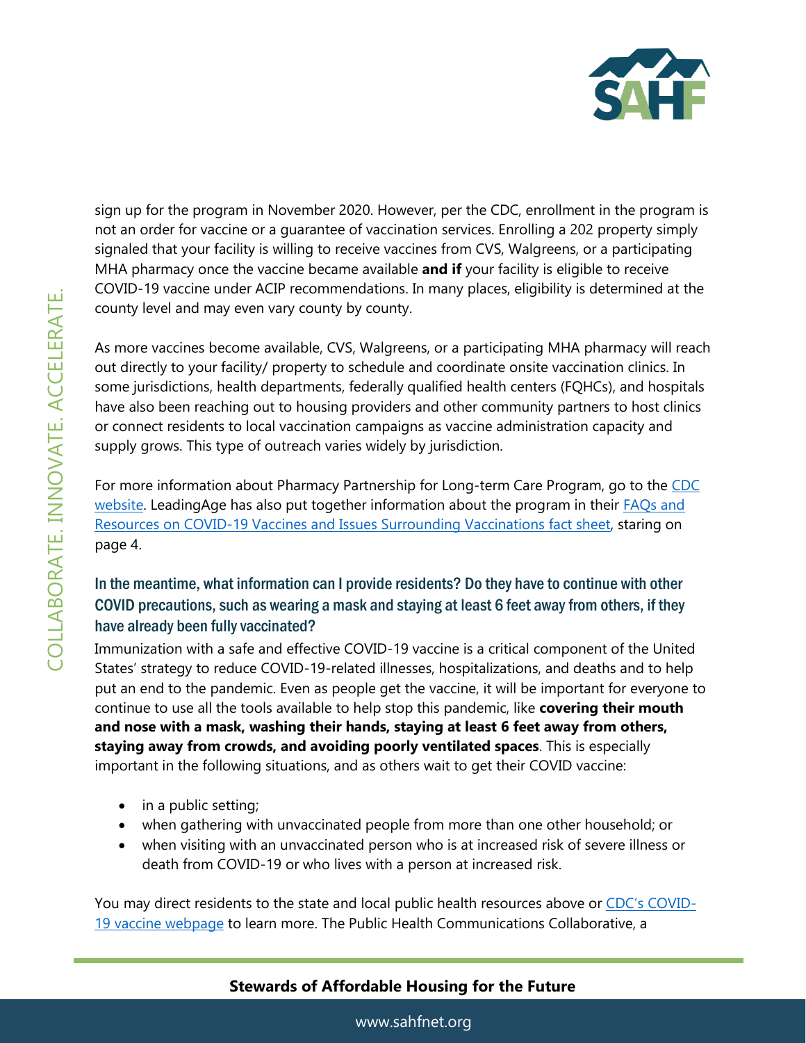sign up for the program in November 2020. However, per the CDC, enrollment in the program is not an order for vaccine or a guarantee of vaccination services. Enrolling a 202 property simply signaled that your facility is willing to receive vaccines from CVS, Walgreens, or a participating MHA pharmacy once the vaccine became available **and if** your facility is eligible to receive COVID-19 vaccine under ACIP recommendations. In many places, eligibility is determined at the county level and may even vary county by county.

As more vaccines become available, CVS, Walgreens, or a participating MHA pharmacy will reach out directly to your facility/ property to schedule and coordinate onsite vaccination clinics. In some jurisdictions, health departments, federally qualified health centers (FQHCs), and hospitals have also been reaching out to housing providers and other community partners to host clinics or connect residents to local vaccination campaigns as vaccine administration capacity and supply grows. This type of outreach varies widely by jurisdiction.

For more information about Pharmacy Partnership for Long-term Care Program, go to the CDC website. LeadingAge has also put together information about the program in their FAQs and Resources on COVID-19 Vaccines and Issues Surrounding Vaccinations fact sheet, staring on page 4.

### In the meantime, what information can I provide residents? Do they have to continue with other COVID precautions, such as wearing a mask and staying at least 6 feet away from others, if they have already been fully vaccinated?

Immunization with a safe and effective COVID-19 vaccine is a critical component of the United States' strategy to reduce COVID-19-related illnesses, hospitalizations, and deaths and to help put an end to the pandemic. Even as people get the vaccine, it will be important for everyone to continue to use all the tools available to help stop this pandemic, like **covering their mouth and nose with a mask, washing their hands, staying at least 6 feet away from others, staying away from crowds, and avoiding poorly ventilated spaces**. This is especially important in the following situations, and as others wait to get their COVID vaccine:

- in a public setting;
- when gathering with unvaccinated people from more than one other household; or
- when visiting with an unvaccinated person who is at increased risk of severe illness or death from COVID-19 or who lives with a person at increased risk.

You may direct residents to the state and local public health resources above or CDC's COVID-19 vaccine webpage to learn more. The Public Health Communications Collaborative, a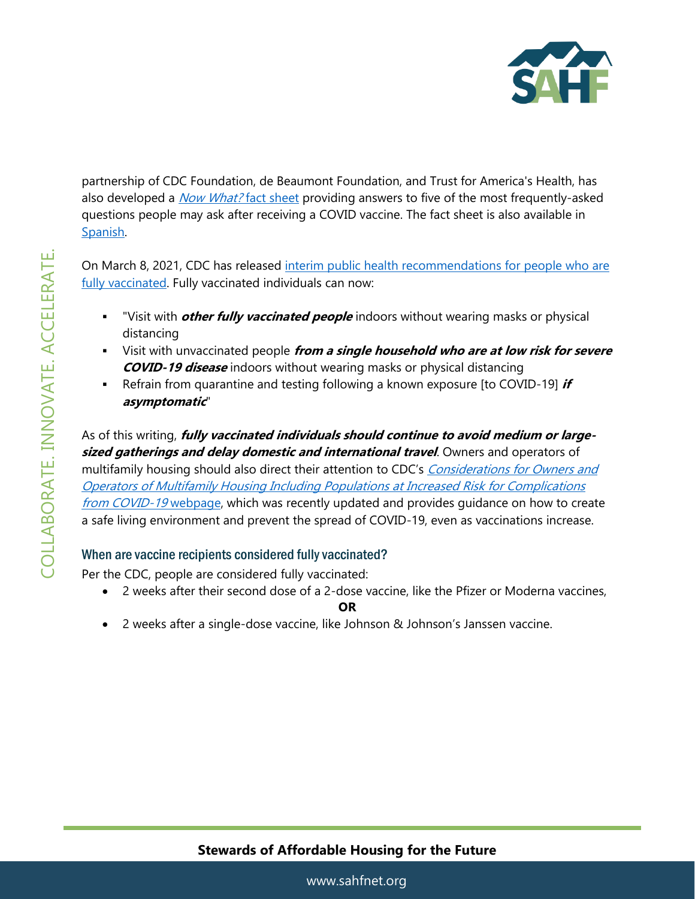partnership of CDC Foundation, de Beaumont Foundation, and Trust for America's Health, has also developed a *Now What?* fact sheet providing answers to five of the most frequently-asked questions people may ask after receiving a COVID vaccine. The fact sheet is also available in Spanish.

On March 8, 2021, CDC has released interim public health recommendations for people who are fully vaccinated. Fully vaccinated individuals can now:

- "Visit with ***other fully vaccinated people*** indoors without wearing masks or physical distancing
- Visit with unvaccinated people ***from a single household who are at low risk for severe COVID-19 disease*** indoors without wearing masks or physical distancing
- Refrain from quarantine and testing following a known exposure [to COVID-19] ***if asymptomatic***"

As of this writing, ***fully vaccinated individuals should continue to avoid medium or large-sized gatherings and delay domestic and international travel***. Owners and operators of multifamily housing should also direct their attention to CDC's *Considerations for Owners and Operators of Multifamily Housing Including Populations at Increased Risk for Complications from COVID-19* webpage, which was recently updated and provides guidance on how to create a safe living environment and prevent the spread of COVID-19, even as vaccinations increase.

### When are vaccine recipients considered fully vaccinated?

Per the CDC, people are considered fully vaccinated:

- 2 weeks after their second dose of a 2-dose vaccine, like the Pfizer or Moderna vaccines,

  **OR**

- 2 weeks after a single-dose vaccine, like Johnson & Johnson's Janssen vaccine.